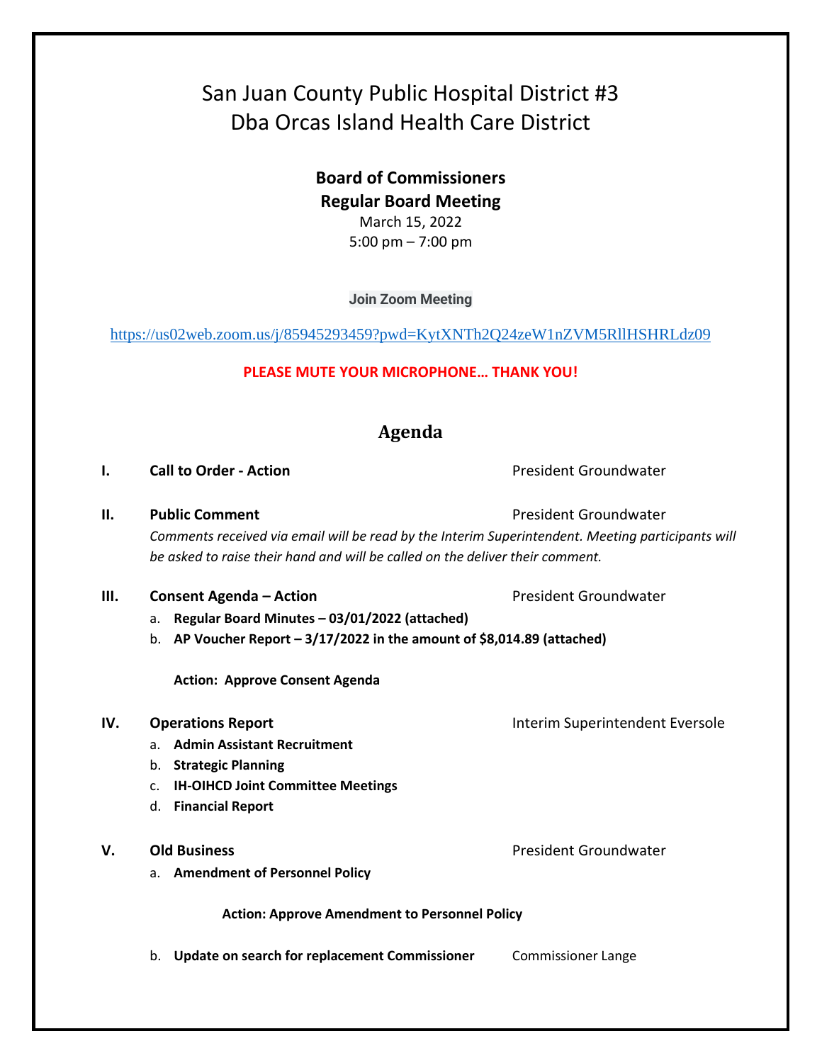# San Juan County Public Hospital District #3
# Dba Orcas Island Health Care District

**Board of Commissioners**
**Regular Board Meeting**
March 15, 2022
5:00 pm – 7:00 pm

**Join Zoom Meeting**

https://us02web.zoom.us/j/85945293459?pwd=KytXNTh2Q24zeW1nZVM5RllHSHRLdz09

**PLEASE MUTE YOUR MICROPHONE… THANK YOU!**

## Agenda

**I. Call to Order - Action** — President Groundwater

**II. Public Comment** — President Groundwater

*Comments received via email will be read by the Interim Superintendent. Meeting participants will be asked to raise their hand and will be called on the deliver their comment.*

**III. Consent Agenda – Action** — President Groundwater

a. **Regular Board Minutes – 03/01/2022 (attached)**
b. **AP Voucher Report – 3/17/2022 in the amount of $8,014.89 (attached)**

**Action: Approve Consent Agenda**

**IV. Operations Report** — Interim Superintendent Eversole

a. **Admin Assistant Recruitment**
b. **Strategic Planning**
c. **IH-OIHCD Joint Committee Meetings**
d. **Financial Report**

**V. Old Business** — President Groundwater

a. **Amendment of Personnel Policy**

**Action: Approve Amendment to Personnel Policy**

b. **Update on search for replacement Commissioner** — Commissioner Lange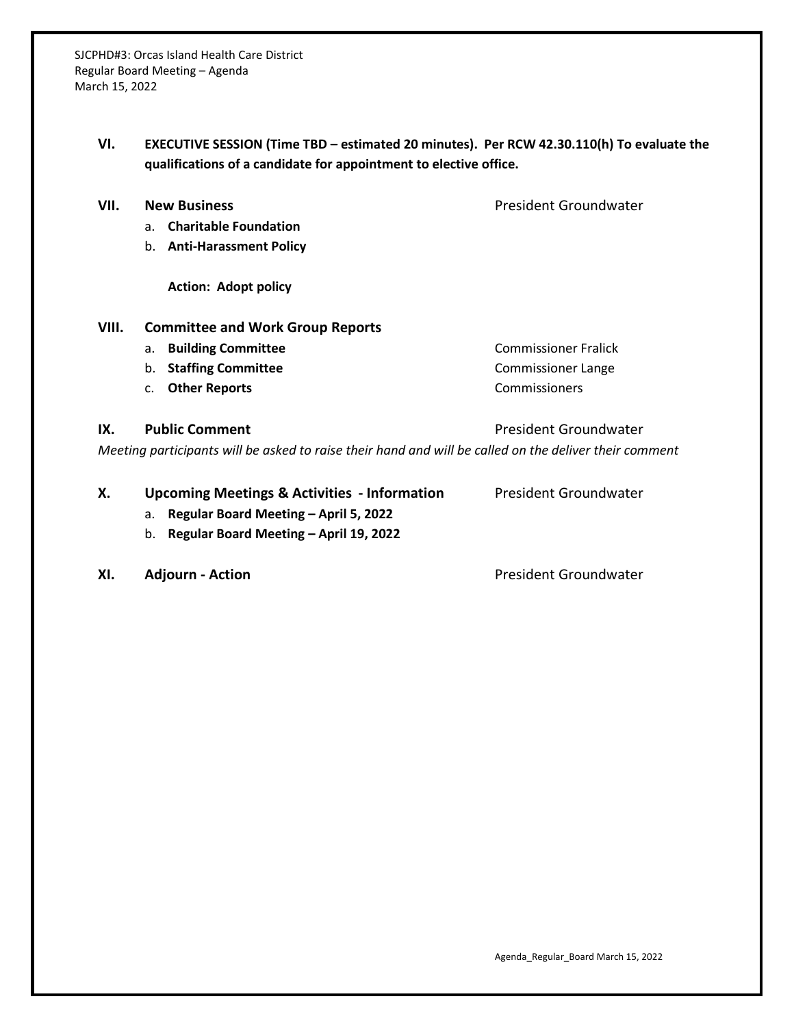**VI. EXECUTIVE SESSION (Time TBD – estimated 20 minutes). Per RCW 42.30.110(h) To evaluate the qualifications of a candidate for appointment to elective office.**

**VII. New Business** — President Groundwater

a. **Charitable Foundation**
b. **Anti-Harassment Policy**

**Action: Adopt policy**

**VIII. Committee and Work Group Reports**

a. **Building Committee** — Commissioner Fralick
b. **Staffing Committee** — Commissioner Lange
c. **Other Reports** — Commissioners

**IX. Public Comment** — President Groundwater

*Meeting participants will be asked to raise their hand and will be called on the deliver their comment*

**X. Upcoming Meetings & Activities - Information** — President Groundwater

a. **Regular Board Meeting – April 5, 2022**
b. **Regular Board Meeting – April 19, 2022**

**XI. Adjourn - Action** — President Groundwater